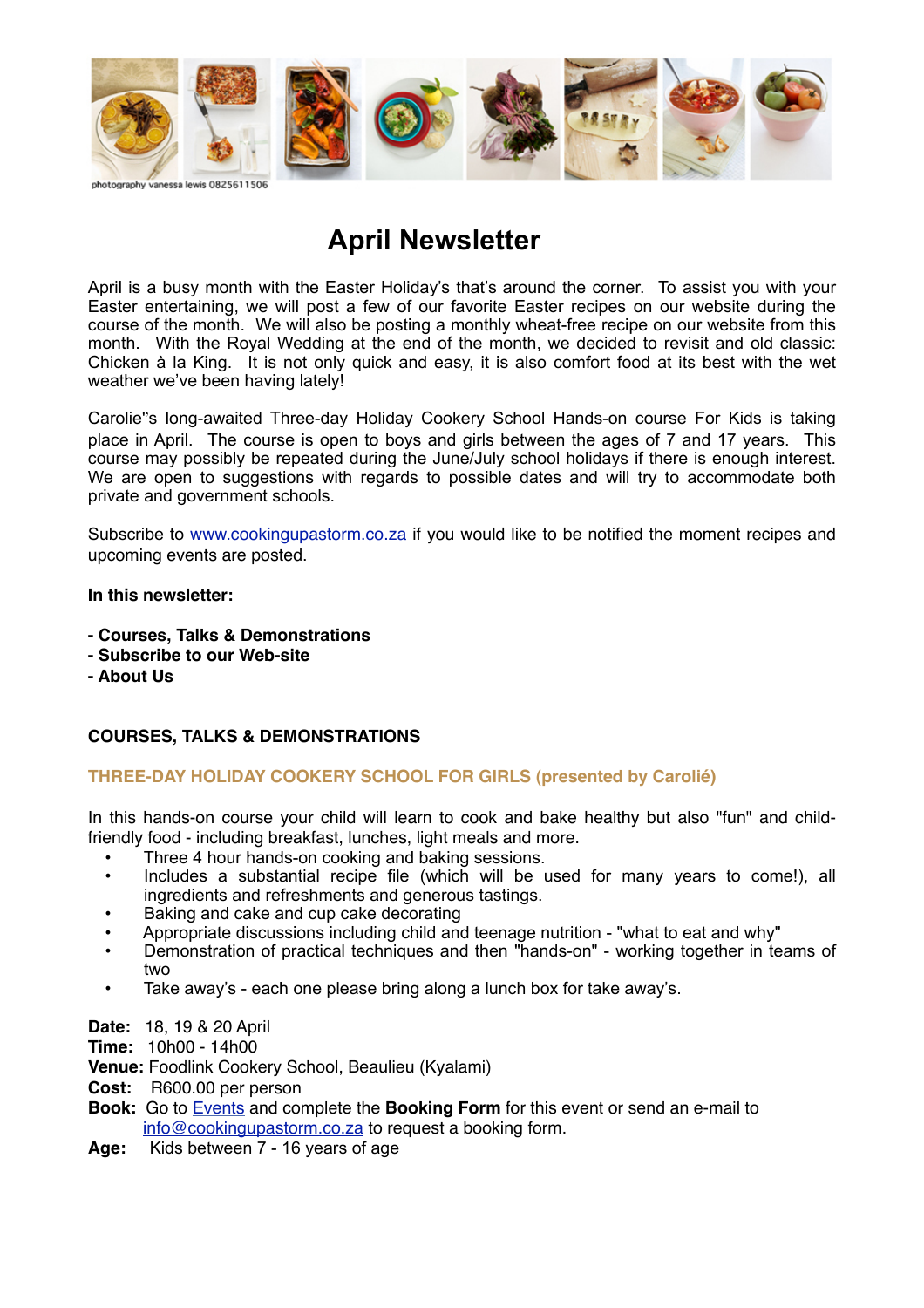photography vanessa lewis 0825611506

# April Newsletter

April is a busy month with the Easter Holiday's that's around the corner. To assist you with your Easter entertaining, we will post a few of our favorite Easter recipes on our website during the course of the month. We will also be posting a monthly wheat-free recipe on our website from this month. With the Royal Wedding at the end of the month, we decided to revisit and old classic: Chicken à la King. It is not only quick and easy, it is also comfort food at its best with the wet weather we've been having lately!

Carolie"s long-awaited Three-day Holiday Cookery School Hands-on course For Kids is taking place in April. The course is open to boys and girls between the ages of 7 and 17 years. This course may possibly be repeated during the June/July school holidays if there is enough interest. We are open to suggestions with regards to possible dates and will try to accommodate both private and government schools.

Subscribe to [www.cookingupastorm.co.za](www.cookingupastorm.co.za) if you would like to be notified the moment recipes and upcoming events are posted.

**In this newsletter:**

**- Courses, Talks & Demonstrations**
**- Subscribe to our Web-site**
**- About Us**

## COURSES, TALKS & DEMONSTRATIONS

### THREE-DAY HOLIDAY COOKERY SCHOOL FOR GIRLS (presented by Carolié)

In this hands-on course your child will learn to cook and bake healthy but also "fun" and child-friendly food - including breakfast, lunches, light meals and more.

- Three 4 hour hands-on cooking and baking sessions.
- Includes a substantial recipe file (which will be used for many years to come!), all ingredients and refreshments and generous tastings.
- Baking and cake and cup cake decorating
- Appropriate discussions including child and teenage nutrition - "what to eat and why"
- Demonstration of practical techniques and then "hands-on" - working together in teams of two
- Take away's - each one please bring along a lunch box for take away's.

**Date:** 18, 19 & 20 April
**Time:** 10h00 - 14h00
**Venue:** Foodlink Cookery School, Beaulieu (Kyalami)
**Cost:** R600.00 per person
**Book:** Go to Events and complete the **Booking Form** for this event or send an e-mail to info@cookingupastorm.co.za to request a booking form.
**Age:** Kids between 7 - 16 years of age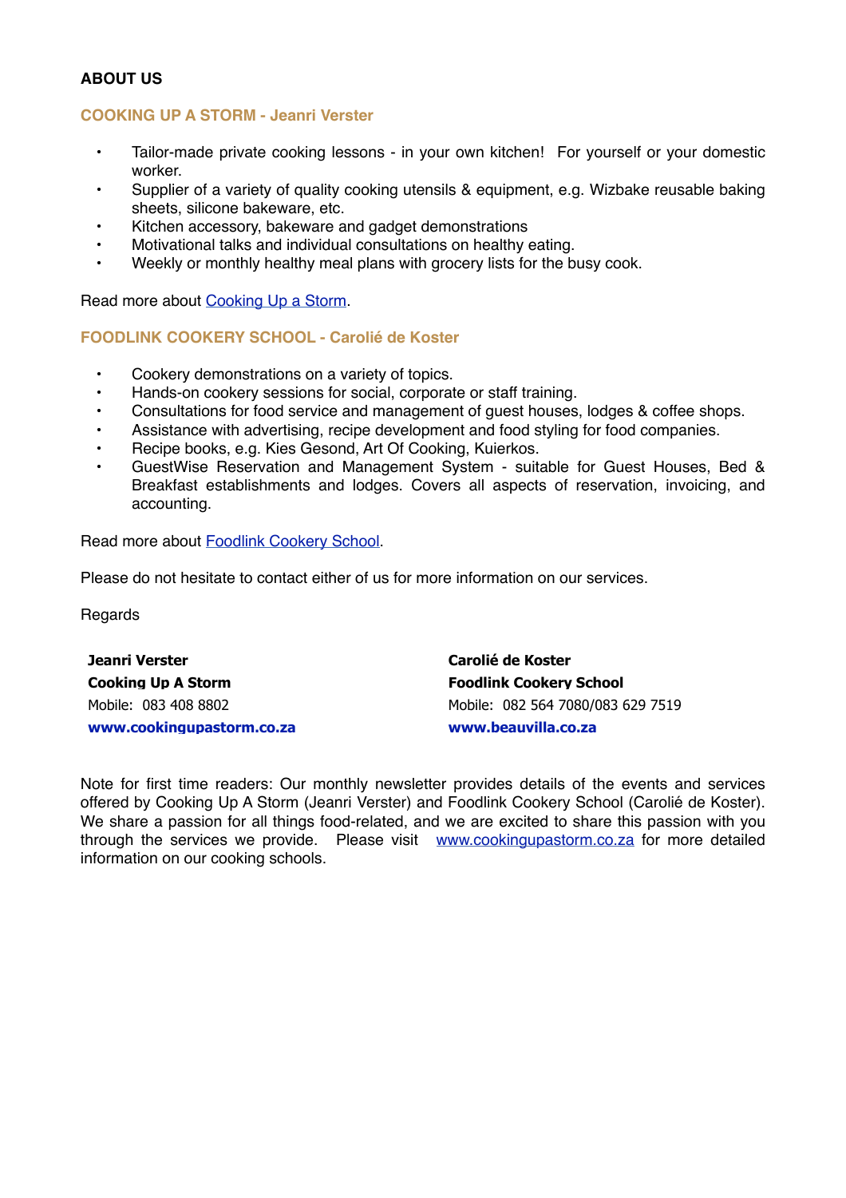## ABOUT US

### COOKING UP A STORM - Jeanri Verster

- Tailor-made private cooking lessons - in your own kitchen!  For yourself or your domestic worker.
- Supplier of a variety of quality cooking utensils & equipment, e.g. Wizbake reusable baking sheets, silicone bakeware, etc.
- Kitchen accessory, bakeware and gadget demonstrations
- Motivational talks and individual consultations on healthy eating.
- Weekly or monthly healthy meal plans with grocery lists for the busy cook.

Read more about Cooking Up a Storm.

### FOODLINK COOKERY SCHOOL - Carolié de Koster

- Cookery demonstrations on a variety of topics.
- Hands-on cookery sessions for social, corporate or staff training.
- Consultations for food service and management of guest houses, lodges & coffee shops.
- Assistance with advertising, recipe development and food styling for food companies.
- Recipe books, e.g. Kies Gesond, Art Of Cooking, Kuierkos.
- GuestWise Reservation and Management System - suitable for Guest Houses, Bed & Breakfast establishments and lodges. Covers all aspects of reservation, invoicing, and accounting.

Read more about Foodlink Cookery School.

Please do not hesitate to contact either of us for more information on our services.

Regards

**Jeanri Verster**
**Cooking Up A Storm**
Mobile:  083 408 8802
**www.cookingupastorm.co.za**

**Carolié de Koster**
**Foodlink Cookery School**
Mobile:  082 564 7080/083 629 7519
**www.beauvilla.co.za**

Note for first time readers: Our monthly newsletter provides details of the events and services offered by Cooking Up A Storm (Jeanri Verster) and Foodlink Cookery School (Carolié de Koster). We share a passion for all things food-related, and we are excited to share this passion with you through the services we provide.  Please visit www.cookingupastorm.co.za for more detailed information on our cooking schools.